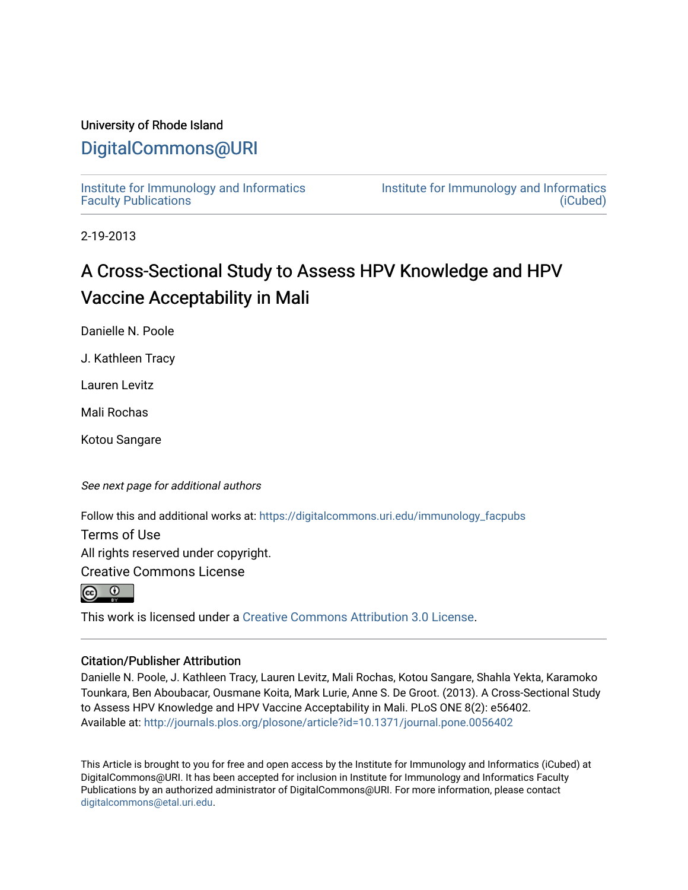University of Rhode Island

# DigitalCommons@URI

Institute for Immunology and Informatics Faculty Publications

Institute for Immunology and Informatics (iCubed)

2-19-2013

# A Cross-Sectional Study to Assess HPV Knowledge and HPV Vaccine Acceptability in Mali

Danielle N. Poole

J. Kathleen Tracy

Lauren Levitz

Mali Rochas

Kotou Sangare

*See next page for additional authors*

Follow this and additional works at: https://digitalcommons.uri.edu/immunology_facpubs

Terms of Use

All rights reserved under copyright.

Creative Commons License

This work is licensed under a Creative Commons Attribution 3.0 License.

## Citation/Publisher Attribution

Danielle N. Poole, J. Kathleen Tracy, Lauren Levitz, Mali Rochas, Kotou Sangare, Shahla Yekta, Karamoko Tounkara, Ben Aboubacar, Ousmane Koita, Mark Lurie, Anne S. De Groot. (2013). A Cross-Sectional Study to Assess HPV Knowledge and HPV Vaccine Acceptability in Mali. PLoS ONE 8(2): e56402.
Available at: http://journals.plos.org/plosone/article?id=10.1371/journal.pone.0056402

This Article is brought to you for free and open access by the Institute for Immunology and Informatics (iCubed) at DigitalCommons@URI. It has been accepted for inclusion in Institute for Immunology and Informatics Faculty Publications by an authorized administrator of DigitalCommons@URI. For more information, please contact digitalcommons@etal.uri.edu.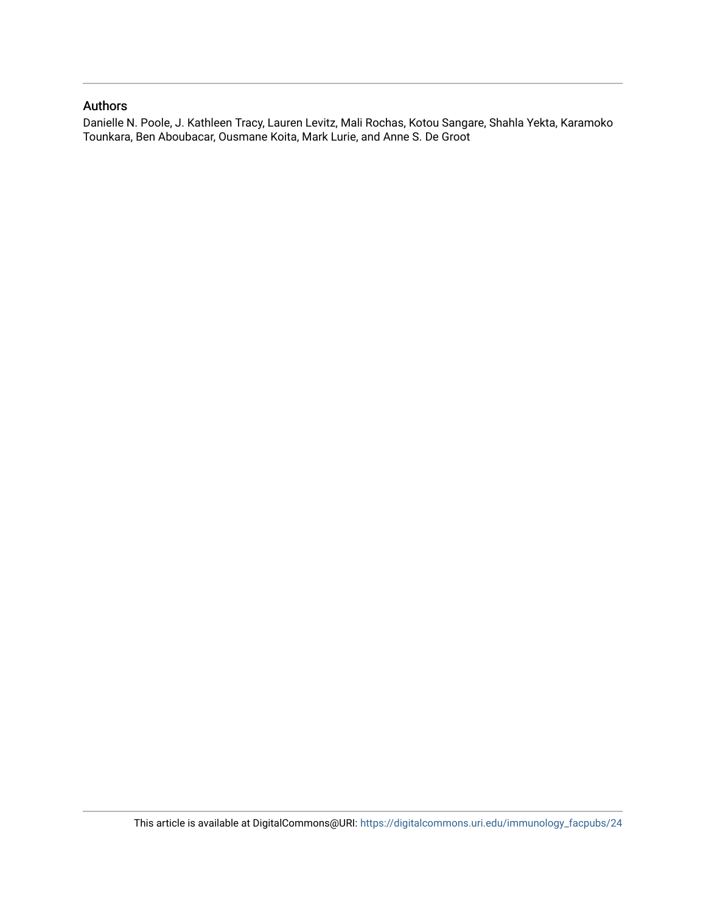## Authors

Danielle N. Poole, J. Kathleen Tracy, Lauren Levitz, Mali Rochas, Kotou Sangare, Shahla Yekta, Karamoko Tounkara, Ben Aboubacar, Ousmane Koita, Mark Lurie, and Anne S. De Groot

This article is available at DigitalCommons@URI: https://digitalcommons.uri.edu/immunology_facpubs/24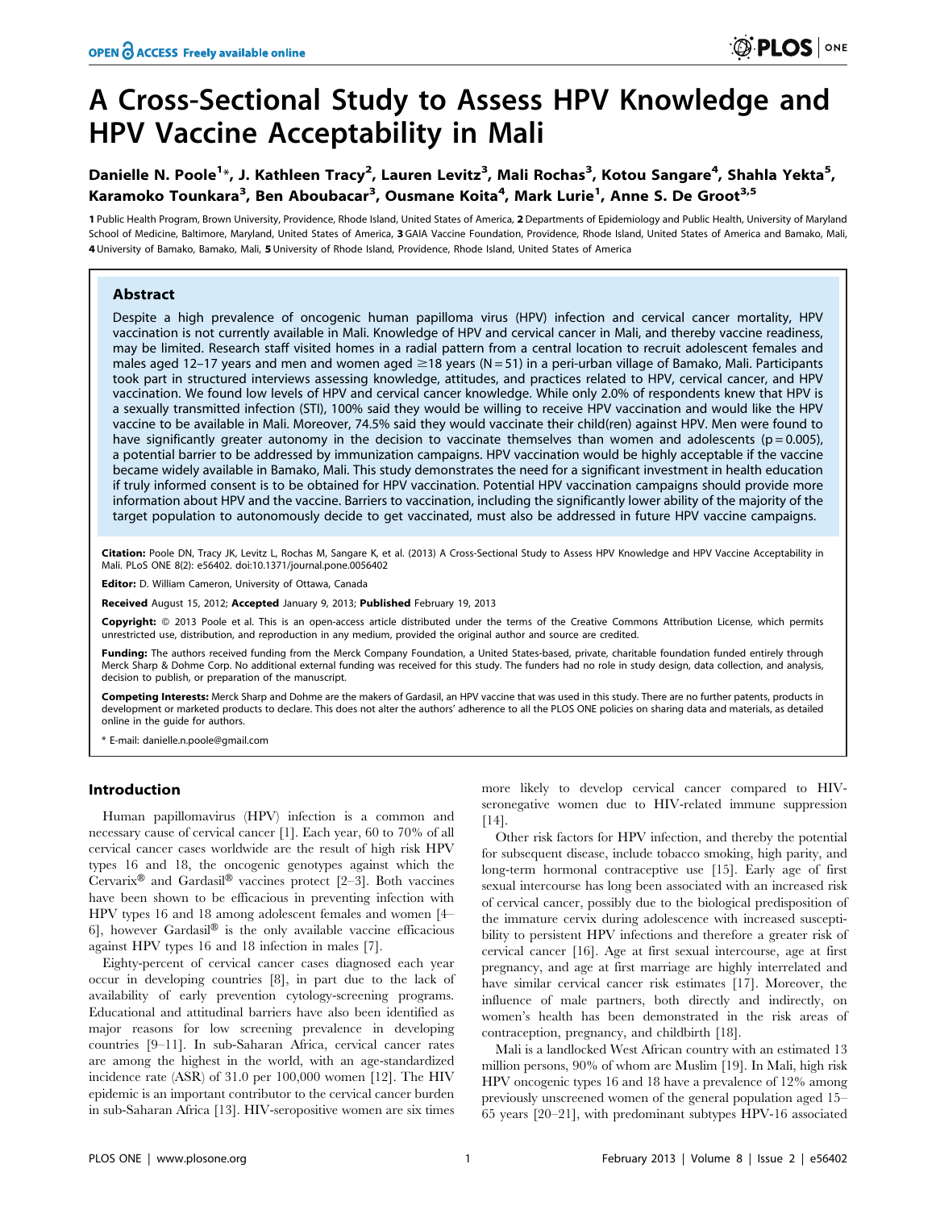# A Cross-Sectional Study to Assess HPV Knowledge and HPV Vaccine Acceptability in Mali

Danielle N. Poole[1]*, J. Kathleen Tracy[2], Lauren Levitz[3], Mali Rochas[3], Kotou Sangare[4], Shahla Yekta[5], Karamoko Tounkara[3], Ben Aboubacar[3], Ousmane Koita[4], Mark Lurie[1], Anne S. De Groot[3,5]

**1** Public Health Program, Brown University, Providence, Rhode Island, United States of America, **2** Departments of Epidemiology and Public Health, University of Maryland School of Medicine, Baltimore, Maryland, United States of America, **3** GAIA Vaccine Foundation, Providence, Rhode Island, United States of America and Bamako, Mali, **4** University of Bamako, Bamako, Mali, **5** University of Rhode Island, Providence, Rhode Island, United States of America

## Abstract

Despite a high prevalence of oncogenic human papilloma virus (HPV) infection and cervical cancer mortality, HPV vaccination is not currently available in Mali. Knowledge of HPV and cervical cancer in Mali, and thereby vaccine readiness, may be limited. Research staff visited homes in a radial pattern from a central location to recruit adolescent females and males aged 12–17 years and men and women aged ≥18 years (N = 51) in a peri-urban village of Bamako, Mali. Participants took part in structured interviews assessing knowledge, attitudes, and practices related to HPV, cervical cancer, and HPV vaccination. We found low levels of HPV and cervical cancer knowledge. While only 2.0% of respondents knew that HPV is a sexually transmitted infection (STI), 100% said they would be willing to receive HPV vaccination and would like the HPV vaccine to be available in Mali. Moreover, 74.5% said they would vaccinate their child(ren) against HPV. Men were found to have significantly greater autonomy in the decision to vaccinate themselves than women and adolescents ($p = 0.005$), a potential barrier to be addressed by immunization campaigns. HPV vaccination would be highly acceptable if the vaccine became widely available in Bamako, Mali. This study demonstrates the need for a significant investment in health education if truly informed consent is to be obtained for HPV vaccination. Potential HPV vaccination campaigns should provide more information about HPV and the vaccine. Barriers to vaccination, including the significantly lower ability of the majority of the target population to autonomously decide to get vaccinated, must also be addressed in future HPV vaccine campaigns.

**Citation:** Poole DN, Tracy JK, Levitz L, Rochas M, Sangare K, et al. (2013) A Cross-Sectional Study to Assess HPV Knowledge and HPV Vaccine Acceptability in Mali. PLoS ONE 8(2): e56402. doi:10.1371/journal.pone.0056402

**Editor:** D. William Cameron, University of Ottawa, Canada

**Received** August 15, 2012; **Accepted** January 9, 2013; **Published** February 19, 2013

**Copyright:** © 2013 Poole et al. This is an open-access article distributed under the terms of the Creative Commons Attribution License, which permits unrestricted use, distribution, and reproduction in any medium, provided the original author and source are credited.

**Funding:** The authors received funding from the Merck Company Foundation, a United States-based, private, charitable foundation funded entirely through Merck Sharp & Dohme Corp. No additional external funding was received for this study. The funders had no role in study design, data collection, and analysis, decision to publish, or preparation of the manuscript.

**Competing Interests:** Merck Sharp and Dohme are the makers of Gardasil, an HPV vaccine that was used in this study. There are no further patents, products in development or marketed products to declare. This does not alter the authors' adherence to all the PLOS ONE policies on sharing data and materials, as detailed online in the guide for authors.

\* E-mail: danielle.n.poole@gmail.com

## Introduction

Human papillomavirus (HPV) infection is a common and necessary cause of cervical cancer [1]. Each year, 60 to 70% of all cervical cancer cases worldwide are the result of high risk HPV types 16 and 18, the oncogenic genotypes against which the Cervarix® and Gardasil® vaccines protect [2–3]. Both vaccines have been shown to be efficacious in preventing infection with HPV types 16 and 18 among adolescent females and women [4–6], however Gardasil® is the only available vaccine efficacious against HPV types 16 and 18 infection in males [7].

Eighty-percent of cervical cancer cases diagnosed each year occur in developing countries [8], in part due to the lack of availability of early prevention cytology-screening programs. Educational and attitudinal barriers have also been identified as major reasons for low screening prevalence in developing countries [9–11]. In sub-Saharan Africa, cervical cancer rates are among the highest in the world, with an age-standardized incidence rate (ASR) of 31.0 per 100,000 women [12]. The HIV epidemic is an important contributor to the cervical cancer burden in sub-Saharan Africa [13]. HIV-seropositive women are six times more likely to develop cervical cancer compared to HIV-seronegative women due to HIV-related immune suppression [14].

Other risk factors for HPV infection, and thereby the potential for subsequent disease, include tobacco smoking, high parity, and long-term hormonal contraceptive use [15]. Early age of first sexual intercourse has long been associated with an increased risk of cervical cancer, possibly due to the biological predisposition of the immature cervix during adolescence with increased susceptibility to persistent HPV infections and therefore a greater risk of cervical cancer [16]. Age at first sexual intercourse, age at first pregnancy, and age at first marriage are highly interrelated and have similar cervical cancer risk estimates [17]. Moreover, the influence of male partners, both directly and indirectly, on women's health has been demonstrated in the risk areas of contraception, pregnancy, and childbirth [18].

Mali is a landlocked West African country with an estimated 13 million persons, 90% of whom are Muslim [19]. In Mali, high risk HPV oncogenic types 16 and 18 have a prevalence of 12% among previously unscreened women of the general population aged 15–65 years [20–21], with predominant subtypes HPV-16 associated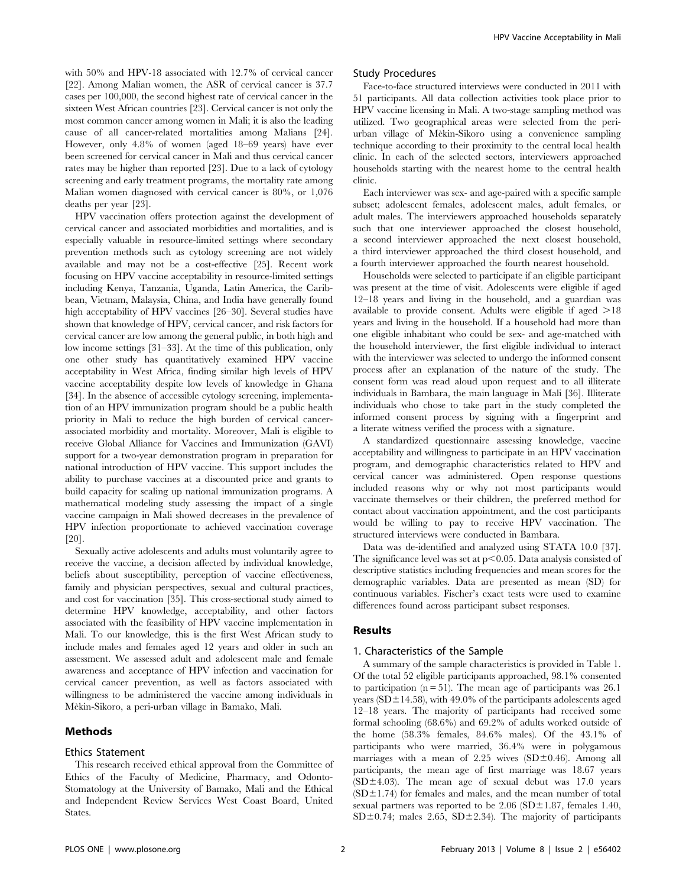with 50% and HPV-18 associated with 12.7% of cervical cancer [22]. Among Malian women, the ASR of cervical cancer is 37.7 cases per 100,000, the second highest rate of cervical cancer in the sixteen West African countries [23]. Cervical cancer is not only the most common cancer among women in Mali; it is also the leading cause of all cancer-related mortalities among Malians [24]. However, only 4.8% of women (aged 18–69 years) have ever been screened for cervical cancer in Mali and thus cervical cancer rates may be higher than reported [23]. Due to a lack of cytology screening and early treatment programs, the mortality rate among Malian women diagnosed with cervical cancer is 80%, or 1,076 deaths per year [23].

HPV vaccination offers protection against the development of cervical cancer and associated morbidities and mortalities, and is especially valuable in resource-limited settings where secondary prevention methods such as cytology screening are not widely available and may not be a cost-effective [25]. Recent work focusing on HPV vaccine acceptability in resource-limited settings including Kenya, Tanzania, Uganda, Latin America, the Caribbean, Vietnam, Malaysia, China, and India have generally found high acceptability of HPV vaccines [26–30]. Several studies have shown that knowledge of HPV, cervical cancer, and risk factors for cervical cancer are low among the general public, in both high and low income settings [31–33]. At the time of this publication, only one other study has quantitatively examined HPV vaccine acceptability in West Africa, finding similar high levels of HPV vaccine acceptability despite low levels of knowledge in Ghana [34]. In the absence of accessible cytology screening, implementation of an HPV immunization program should be a public health priority in Mali to reduce the high burden of cervical cancer-associated morbidity and mortality. Moreover, Mali is eligible to receive Global Alliance for Vaccines and Immunization (GAVI) support for a two-year demonstration program in preparation for national introduction of HPV vaccine. This support includes the ability to purchase vaccines at a discounted price and grants to build capacity for scaling up national immunization programs. A mathematical modeling study assessing the impact of a single vaccine campaign in Mali showed decreases in the prevalence of HPV infection proportionate to achieved vaccination coverage [20].

Sexually active adolescents and adults must voluntarily agree to receive the vaccine, a decision affected by individual knowledge, beliefs about susceptibility, perception of vaccine effectiveness, family and physician perspectives, sexual and cultural practices, and cost for vaccination [35]. This cross-sectional study aimed to determine HPV knowledge, acceptability, and other factors associated with the feasibility of HPV vaccine implementation in Mali. To our knowledge, this is the first West African study to include males and females aged 12 years and older in such an assessment. We assessed adult and adolescent male and female awareness and acceptance of HPV infection and vaccination for cervical cancer prevention, as well as factors associated with willingness to be administered the vaccine among individuals in Mèkin-Sikoro, a peri-urban village in Bamako, Mali.

## Methods

### Ethics Statement

This research received ethical approval from the Committee of Ethics of the Faculty of Medicine, Pharmacy, and Odonto-Stomatology at the University of Bamako, Mali and the Ethical and Independent Review Services West Coast Board, United States.

### Study Procedures

Face-to-face structured interviews were conducted in 2011 with 51 participants. All data collection activities took place prior to HPV vaccine licensing in Mali. A two-stage sampling method was utilized. Two geographical areas were selected from the peri-urban village of Mèkin-Sikoro using a convenience sampling technique according to their proximity to the central local health clinic. In each of the selected sectors, interviewers approached households starting with the nearest home to the central health clinic.

Each interviewer was sex- and age-paired with a specific sample subset; adolescent females, adolescent males, adult females, or adult males. The interviewers approached households separately such that one interviewer approached the closest household, a second interviewer approached the next closest household, a third interviewer approached the third closest household, and a fourth interviewer approached the fourth nearest household.

Households were selected to participate if an eligible participant was present at the time of visit. Adolescents were eligible if aged 12–18 years and living in the household, and a guardian was available to provide consent. Adults were eligible if aged >18 years and living in the household. If a household had more than one eligible inhabitant who could be sex- and age-matched with the household interviewer, the first eligible individual to interact with the interviewer was selected to undergo the informed consent process after an explanation of the nature of the study. The consent form was read aloud upon request and to all illiterate individuals in Bambara, the main language in Mali [36]. Illiterate individuals who chose to take part in the study completed the informed consent process by signing with a fingerprint and a literate witness verified the process with a signature.

A standardized questionnaire assessing knowledge, vaccine acceptability and willingness to participate in an HPV vaccination program, and demographic characteristics related to HPV and cervical cancer was administered. Open response questions included reasons why or why not most participants would vaccinate themselves or their children, the preferred method for contact about vaccination appointment, and the cost participants would be willing to pay to receive HPV vaccination. The structured interviews were conducted in Bambara.

Data was de-identified and analyzed using STATA 10.0 [37]. The significance level was set at $p<0.05$. Data analysis consisted of descriptive statistics including frequencies and mean scores for the demographic variables. Data are presented as mean (SD) for continuous variables. Fischer's exact tests were used to examine differences found across participant subset responses.

## Results

### 1. Characteristics of the Sample

A summary of the sample characteristics is provided in Table 1. Of the total 52 eligible participants approached, 98.1% consented to participation ($n=51$). The mean age of participants was 26.1 years (SD±14.58), with 49.0% of the participants adolescents aged 12–18 years. The majority of participants had received some formal schooling (68.6%) and 69.2% of adults worked outside of the home (58.3% females, 84.6% males). Of the 43.1% of participants who were married, 36.4% were in polygamous marriages with a mean of 2.25 wives (SD±0.46). Among all participants, the mean age of first marriage was 18.67 years (SD±4.03). The mean age of sexual debut was 17.0 years (SD±1.74) for females and males, and the mean number of total sexual partners was reported to be 2.06 (SD±1.87, females 1.40, SD±0.74; males 2.65, SD±2.34). The majority of participants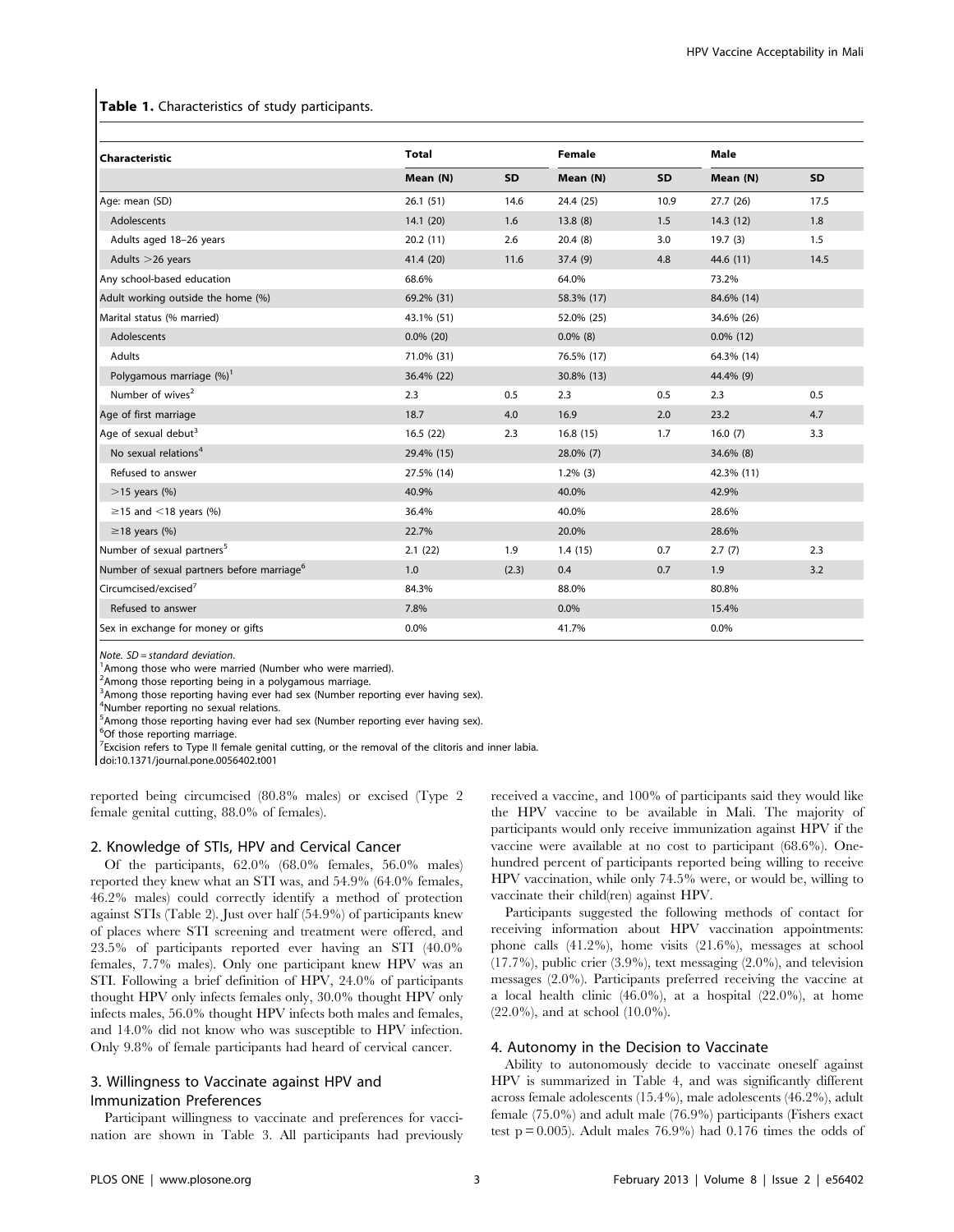**Table 1.** Characteristics of study participants.

| Characteristic | Total | | Female | | Male | |
|---|---|---|---|---|---|---|
| | Mean (N) | SD | Mean (N) | SD | Mean (N) | SD |
| Age: mean (SD) | 26.1 (51) | 14.6 | 24.4 (25) | 10.9 | 27.7 (26) | 17.5 |
| Adolescents | 14.1 (20) | 1.6 | 13.8 (8) | 1.5 | 14.3 (12) | 1.8 |
| Adults aged 18–26 years | 20.2 (11) | 2.6 | 20.4 (8) | 3.0 | 19.7 (3) | 1.5 |
| Adults >26 years | 41.4 (20) | 11.6 | 37.4 (9) | 4.8 | 44.6 (11) | 14.5 |
| Any school-based education | 68.6% | | 64.0% | | 73.2% | |
| Adult working outside the home (%) | 69.2% (31) | | 58.3% (17) | | 84.6% (14) | |
| Marital status (% married) | 43.1% (51) | | 52.0% (25) | | 34.6% (26) | |
| Adolescents | 0.0% (20) | | 0.0% (8) | | 0.0% (12) | |
| Adults | 71.0% (31) | | 76.5% (17) | | 64.3% (14) | |
| Polygamous marriage (%)[1] | 36.4% (22) | | 30.8% (13) | | 44.4% (9) | |
| Number of wives[2] | 2.3 | 0.5 | 2.3 | 0.5 | 2.3 | 0.5 |
| Age of first marriage | 18.7 | 4.0 | 16.9 | 2.0 | 23.2 | 4.7 |
| Age of sexual debut[3] | 16.5 (22) | 2.3 | 16.8 (15) | 1.7 | 16.0 (7) | 3.3 |
| No sexual relations[4] | 29.4% (15) | | 28.0% (7) | | 34.6% (8) | |
| Refused to answer | 27.5% (14) | | 1.2% (3) | | 42.3% (11) | |
| >15 years (%) | 40.9% | | 40.0% | | 42.9% | |
| ≥15 and <18 years (%) | 36.4% | | 40.0% | | 28.6% | |
| ≥18 years (%) | 22.7% | | 20.0% | | 28.6% | |
| Number of sexual partners[5] | 2.1 (22) | 1.9 | 1.4 (15) | 0.7 | 2.7 (7) | 2.3 |
| Number of sexual partners before marriage[6] | 1.0 | (2.3) | 0.4 | 0.7 | 1.9 | 3.2 |
| Circumcised/excised[7] | 84.3% | | 88.0% | | 80.8% | |
| Refused to answer | 7.8% | | 0.0% | | 15.4% | |
| Sex in exchange for money or gifts | 0.0% | | 41.7% | | 0.0% | |

*Note. SD = standard deviation.*
[1]Among those who were married (Number who were married).
[2]Among those reporting being in a polygamous marriage.
[3]Among those reporting having ever had sex (Number reporting ever having sex).
[4]Number reporting no sexual relations.
[5]Among those reporting having ever had sex (Number reporting ever having sex).
[6]Of those reporting marriage.
[7]Excision refers to Type II female genital cutting, or the removal of the clitoris and inner labia.
doi:10.1371/journal.pone.0056402.t001

reported being circumcised (80.8% males) or excised (Type 2 female genital cutting, 88.0% of females).

## 2. Knowledge of STIs, HPV and Cervical Cancer

Of the participants, 62.0% (68.0% females, 56.0% males) reported they knew what an STI was, and 54.9% (64.0% females, 46.2% males) could correctly identify a method of protection against STIs (Table 2). Just over half (54.9%) of participants knew of places where STI screening and treatment were offered, and 23.5% of participants reported ever having an STI (40.0% females, 7.7% males). Only one participant knew HPV was an STI. Following a brief definition of HPV, 24.0% of participants thought HPV only infects females only, 30.0% thought HPV only infects males, 56.0% thought HPV infects both males and females, and 14.0% did not know who was susceptible to HPV infection. Only 9.8% of female participants had heard of cervical cancer.

## 3. Willingness to Vaccinate against HPV and Immunization Preferences

Participant willingness to vaccinate and preferences for vaccination are shown in Table 3. All participants had previously received a vaccine, and 100% of participants said they would like the HPV vaccine to be available in Mali. The majority of participants would only receive immunization against HPV if the vaccine were available at no cost to participant (68.6%). One-hundred percent of participants reported being willing to receive HPV vaccination, while only 74.5% were, or would be, willing to vaccinate their child(ren) against HPV.

Participants suggested the following methods of contact for receiving information about HPV vaccination appointments: phone calls (41.2%), home visits (21.6%), messages at school (17.7%), public crier (3.9%), text messaging (2.0%), and television messages (2.0%). Participants preferred receiving the vaccine at a local health clinic (46.0%), at a hospital (22.0%), at home (22.0%), and at school (10.0%).

## 4. Autonomy in the Decision to Vaccinate

Ability to autonomously decide to vaccinate oneself against HPV is summarized in Table 4, and was significantly different across female adolescents (15.4%), male adolescents (46.2%), adult female (75.0%) and adult male (76.9%) participants (Fishers exact test $p = 0.005$). Adult males 76.9%) had 0.176 times the odds of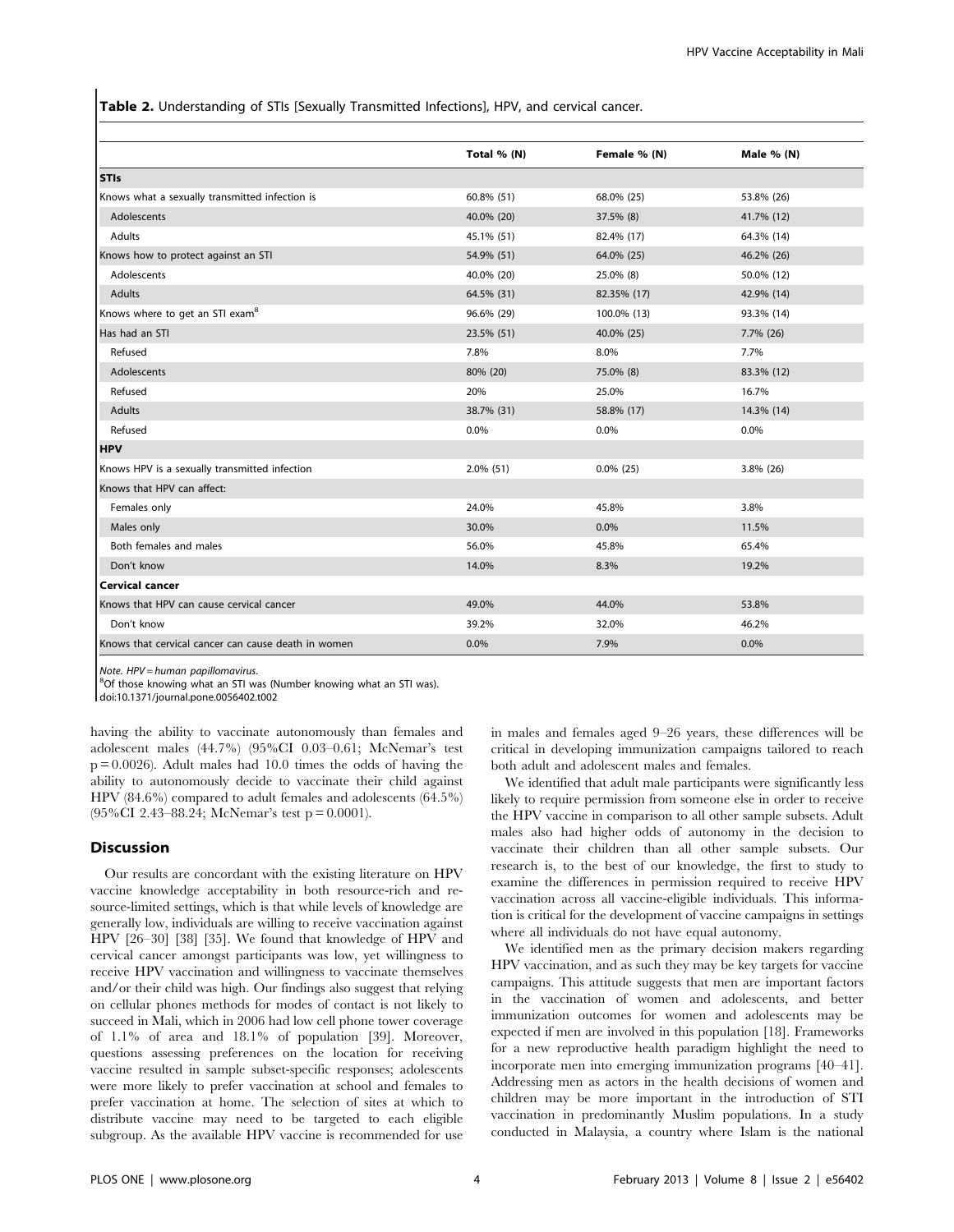**Table 2.** Understanding of STIs [Sexually Transmitted Infections], HPV, and cervical cancer.

| | Total % (N) | Female % (N) | Male % (N) |
|---|---|---|---|
| **STIs** | | | |
| Knows what a sexually transmitted infection is | 60.8% (51) | 68.0% (25) | 53.8% (26) |
| Adolescents | 40.0% (20) | 37.5% (8) | 41.7% (12) |
| Adults | 45.1% (51) | 82.4% (17) | 64.3% (14) |
| Knows how to protect against an STI | 54.9% (51) | 64.0% (25) | 46.2% (26) |
| Adolescents | 40.0% (20) | 25.0% (8) | 50.0% (12) |
| Adults | 64.5% (31) | 82.35% (17) | 42.9% (14) |
| Knows where to get an STI exam[a] | 96.6% (29) | 100.0% (13) | 93.3% (14) |
| Has had an STI | 23.5% (51) | 40.0% (25) | 7.7% (26) |
| Refused | 7.8% | 8.0% | 7.7% |
| Adolescents | 80% (20) | 75.0% (8) | 83.3% (12) |
| Refused | 20% | 25.0% | 16.7% |
| Adults | 38.7% (31) | 58.8% (17) | 14.3% (14) |
| Refused | 0.0% | 0.0% | 0.0% |
| **HPV** | | | |
| Knows HPV is a sexually transmitted infection | 2.0% (51) | 0.0% (25) | 3.8% (26) |
| Knows that HPV can affect: | | | |
| Females only | 24.0% | 45.8% | 3.8% |
| Males only | 30.0% | 0.0% | 11.5% |
| Both females and males | 56.0% | 45.8% | 65.4% |
| Don't know | 14.0% | 8.3% | 19.2% |
| **Cervical cancer** | | | |
| Knows that HPV can cause cervical cancer | 49.0% | 44.0% | 53.8% |
| Don't know | 39.2% | 32.0% | 46.2% |
| Knows that cervical cancer can cause death in women | 0.0% | 7.9% | 0.0% |

*Note. HPV = human papillomavirus.*
[a]Of those knowing what an STI was (Number knowing what an STI was).
doi:10.1371/journal.pone.0056402.t002

having the ability to vaccinate autonomously than females and adolescent males (44.7%) (95%CI 0.03–0.61; McNemar's test $p = 0.0026$). Adult males had 10.0 times the odds of having the ability to autonomously decide to vaccinate their child against HPV (84.6%) compared to adult females and adolescents (64.5%) (95%CI 2.43–88.24; McNemar's test $p = 0.0001$).

## Discussion

Our results are concordant with the existing literature on HPV vaccine knowledge acceptability in both resource-rich and resource-limited settings, which is that while levels of knowledge are generally low, individuals are willing to receive vaccination against HPV [26–30] [38] [35]. We found that knowledge of HPV and cervical cancer amongst participants was low, yet willingness to receive HPV vaccination and willingness to vaccinate themselves and/or their child was high. Our findings also suggest that relying on cellular phones methods for modes of contact is not likely to succeed in Mali, which in 2006 had low cell phone tower coverage of 1.1% of area and 18.1% of population [39]. Moreover, questions assessing preferences on the location for receiving vaccine resulted in sample subset-specific responses; adolescents were more likely to prefer vaccination at school and females to prefer vaccination at home. The selection of sites at which to distribute vaccine may need to be targeted to each eligible subgroup. As the available HPV vaccine is recommended for use in males and females aged 9–26 years, these differences will be critical in developing immunization campaigns tailored to reach both adult and adolescent males and females.

We identified that adult male participants were significantly less likely to require permission from someone else in order to receive the HPV vaccine in comparison to all other sample subsets. Adult males also had higher odds of autonomy in the decision to vaccinate their children than all other sample subsets. Our research is, to the best of our knowledge, the first to study to examine the differences in permission required to receive HPV vaccination across all vaccine-eligible individuals. This information is critical for the development of vaccine campaigns in settings where all individuals do not have equal autonomy.

We identified men as the primary decision makers regarding HPV vaccination, and as such they may be key targets for vaccine campaigns. This attitude suggests that men are important factors in the vaccination of women and adolescents, and better immunization outcomes for women and adolescents may be expected if men are involved in this population [18]. Frameworks for a new reproductive health paradigm highlight the need to incorporate men into emerging immunization programs [40–41]. Addressing men as actors in the health decisions of women and children may be more important in the introduction of STI vaccination in predominantly Muslim populations. In a study conducted in Malaysia, a country where Islam is the national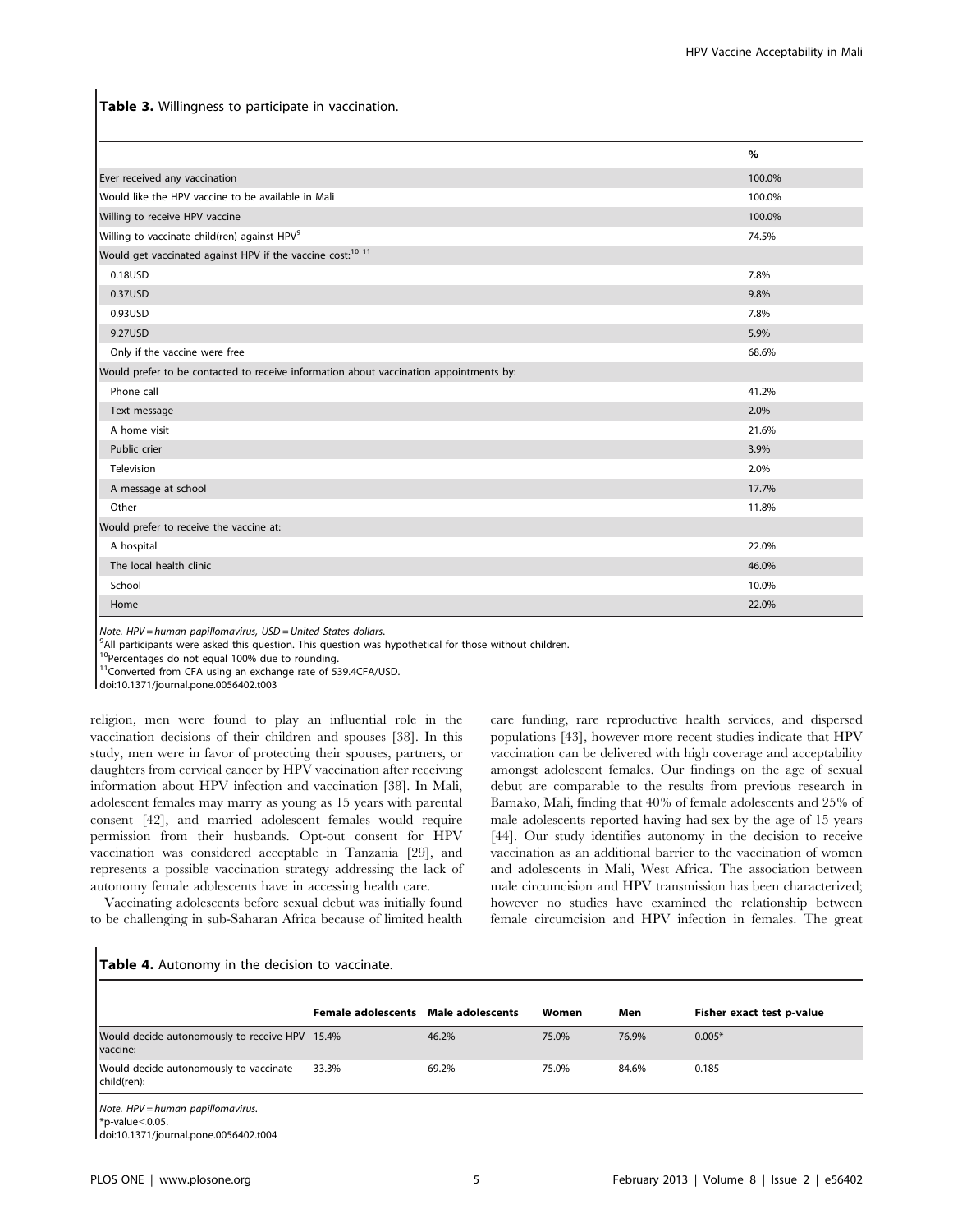**Table 3.** Willingness to participate in vaccination.

| | % |
|---|---|
| Ever received any vaccination | 100.0% |
| Would like the HPV vaccine to be available in Mali | 100.0% |
| Willing to receive HPV vaccine | 100.0% |
| Willing to vaccinate child(ren) against HPV[9] | 74.5% |
| Would get vaccinated against HPV if the vaccine cost:[10 11] | |
| 0.18USD | 7.8% |
| 0.37USD | 9.8% |
| 0.93USD | 7.8% |
| 9.27USD | 5.9% |
| Only if the vaccine were free | 68.6% |
| Would prefer to be contacted to receive information about vaccination appointments by: | |
| Phone call | 41.2% |
| Text message | 2.0% |
| A home visit | 21.6% |
| Public crier | 3.9% |
| Television | 2.0% |
| A message at school | 17.7% |
| Other | 11.8% |
| Would prefer to receive the vaccine at: | |
| A hospital | 22.0% |
| The local health clinic | 46.0% |
| School | 10.0% |
| Home | 22.0% |

*Note. HPV = human papillomavirus, USD = United States dollars.*
[9]All participants were asked this question. This question was hypothetical for those without children.
[10]Percentages do not equal 100% due to rounding.
[11]Converted from CFA using an exchange rate of 539.4CFA/USD.
doi:10.1371/journal.pone.0056402.t003

religion, men were found to play an influential role in the vaccination decisions of their children and spouses [38]. In this study, men were in favor of protecting their spouses, partners, or daughters from cervical cancer by HPV vaccination after receiving information about HPV infection and vaccination [38]. In Mali, adolescent females may marry as young as 15 years with parental consent [42], and married adolescent females would require permission from their husbands. Opt-out consent for HPV vaccination was considered acceptable in Tanzania [29], and represents a possible vaccination strategy addressing the lack of autonomy female adolescents have in accessing health care.

Vaccinating adolescents before sexual debut was initially found to be challenging in sub-Saharan Africa because of limited health care funding, rare reproductive health services, and dispersed populations [43], however more recent studies indicate that HPV vaccination can be delivered with high coverage and acceptability amongst adolescent females. Our findings on the age of sexual debut are comparable to the results from previous research in Bamako, Mali, finding that 40% of female adolescents and 25% of male adolescents reported having had sex by the age of 15 years [44]. Our study identifies autonomy in the decision to receive vaccination as an additional barrier to the vaccination of women and adolescents in Mali, West Africa. The association between male circumcision and HPV transmission has been characterized; however no studies have examined the relationship between female circumcision and HPV infection in females. The great

**Table 4.** Autonomy in the decision to vaccinate.

| | Female adolescents | Male adolescents | Women | Men | Fisher exact test p-value |
|---|---|---|---|---|---|
| Would decide autonomously to receive HPV vaccine: | 15.4% | 46.2% | 75.0% | 76.9% | 0.005* |
| Would decide autonomously to vaccinate child(ren): | 33.3% | 69.2% | 75.0% | 84.6% | 0.185 |

*Note. HPV = human papillomavirus.*
*p-value $<0.05$.
doi:10.1371/journal.pone.0056402.t004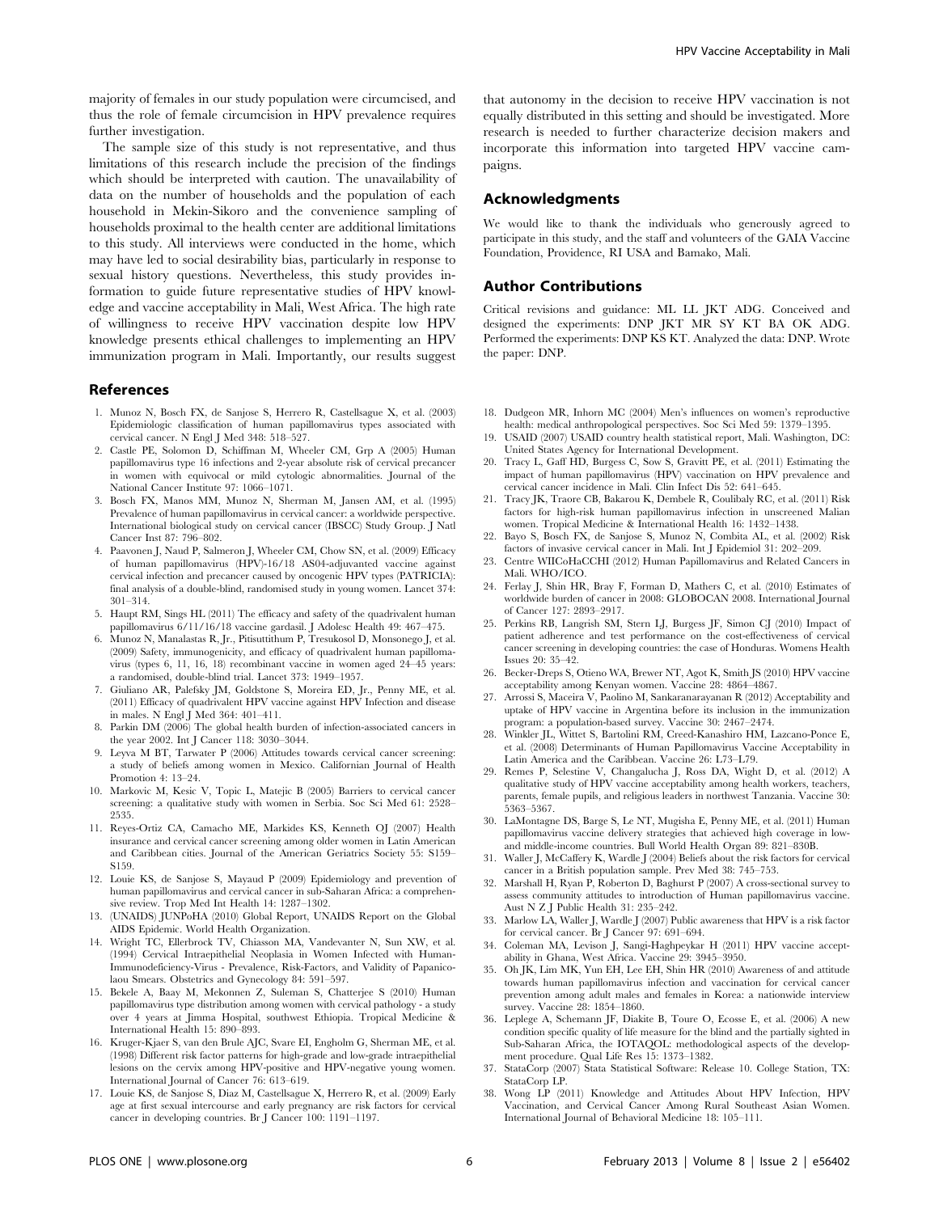majority of females in our study population were circumcised, and thus the role of female circumcision in HPV prevalence requires further investigation.

The sample size of this study is not representative, and thus limitations of this research include the precision of the findings which should be interpreted with caution. The unavailability of data on the number of households and the population of each household in Mekin-Sikoro and the convenience sampling of households proximal to the health center are additional limitations to this study. All interviews were conducted in the home, which may have led to social desirability bias, particularly in response to sexual history questions. Nevertheless, this study provides information to guide future representative studies of HPV knowledge and vaccine acceptability in Mali, West Africa. The high rate of willingness to receive HPV vaccination despite low HPV knowledge presents ethical challenges to implementing an HPV immunization program in Mali. Importantly, our results suggest that autonomy in the decision to receive HPV vaccination is not equally distributed in this setting and should be investigated. More research is needed to further characterize decision makers and incorporate this information into targeted HPV vaccine campaigns.

## Acknowledgments

We would like to thank the individuals who generously agreed to participate in this study, and the staff and volunteers of the GAIA Vaccine Foundation, Providence, RI USA and Bamako, Mali.

## Author Contributions

Critical revisions and guidance: ML LL JKT ADG. Conceived and designed the experiments: DNP JKT MR SY KT BA OK ADG. Performed the experiments: DNP KS KT. Analyzed the data: DNP. Wrote the paper: DNP.

## References

1. Munoz N, Bosch FX, de Sanjose S, Herrero R, Castellsague X, et al. (2003) Epidemiologic classification of human papillomavirus types associated with cervical cancer. N Engl J Med 348: 518–527.
2. Castle PE, Solomon D, Schiffman M, Wheeler CM, Grp A (2005) Human papillomavirus type 16 infections and 2-year absolute risk of cervical precancer in women with equivocal or mild cytologic abnormalities. Journal of the National Cancer Institute 97: 1066–1071.
3. Bosch FX, Manos MM, Munoz N, Sherman M, Jansen AM, et al. (1995) Prevalence of human papillomavirus in cervical cancer: a worldwide perspective. International biological study on cervical cancer (IBSCC) Study Group. J Natl Cancer Inst 87: 796–802.
4. Paavonen J, Naud P, Salmeron J, Wheeler CM, Chow SN, et al. (2009) Efficacy of human papillomavirus (HPV)-16/18 AS04-adjuvanted vaccine against cervical infection and precancer caused by oncogenic HPV types (PATRICIA): final analysis of a double-blind, randomised study in young women. Lancet 374: 301–314.
5. Haupt RM, Sings HL (2011) The efficacy and safety of the quadrivalent human papillomavirus 6/11/16/18 vaccine gardasil. J Adolesc Health 49: 467–475.
6. Munoz N, Manalastas R, Jr., Pitisuttithum P, Tresukosol D, Monsonego J, et al. (2009) Safety, immunogenicity, and efficacy of quadrivalent human papillomavirus (types 6, 11, 16, 18) recombinant vaccine in women aged 24–45 years: a randomised, double-blind trial. Lancet 373: 1949–1957.
7. Giuliano AR, Palefsky JM, Goldstone S, Moreira ED, Jr., Penny ME, et al. (2011) Efficacy of quadrivalent HPV vaccine against HPV Infection and disease in males. N Engl J Med 364: 401–411.
8. Parkin DM (2006) The global health burden of infection-associated cancers in the year 2002. Int J Cancer 118: 3030–3044.
9. Leyva M BT, Tarwater P (2006) Attitudes towards cervical cancer screening: a study of beliefs among women in Mexico. Californian Journal of Health Promotion 4: 13–24.
10. Markovic M, Kesic V, Topic L, Matejic B (2005) Barriers to cervical cancer screening: a qualitative study with women in Serbia. Soc Sci Med 61: 2528–2535.
11. Reyes-Ortiz CA, Camacho ME, Markides KS, Kenneth OJ (2007) Health insurance and cervical cancer screening among older women in Latin American and Caribbean cities. Journal of the American Geriatrics Society 55: S159–S159.
12. Louie KS, de Sanjose S, Mayaud P (2009) Epidemiology and prevention of human papillomavirus and cervical cancer in sub-Saharan Africa: a comprehensive review. Trop Med Int Health 14: 1287–1302.
13. (UNAIDS) JUNPoHA (2010) Global Report, UNAIDS Report on the Global AIDS Epidemic. World Health Organization.
14. Wright TC, Ellerbrock TV, Chiasson MA, Vandevanter N, Sun XW, et al. (1994) Cervical Intraepithelial Neoplasia in Women Infected with Human-Immunodeficiency-Virus - Prevalence, Risk-Factors, and Validity of Papanicolaou Smears. Obstetrics and Gynecology 84: 591–597.
15. Bekele A, Baay M, Mekonnen Z, Suleman S, Chatterjee S (2010) Human papillomavirus type distribution among women with cervical pathology - a study over 4 years at Jimma Hospital, southwest Ethiopia. Tropical Medicine & International Health 15: 890–893.
16. Kruger-Kjaer S, van den Brule AJC, Svare EI, Engholm G, Sherman ME, et al. (1998) Different risk factor patterns for high-grade and low-grade intraepithelial lesions on the cervix among HPV-positive and HPV-negative young women. International Journal of Cancer 76: 613–619.
17. Louie KS, de Sanjose S, Diaz M, Castellsague X, Herrero R, et al. (2009) Early age at first sexual intercourse and early pregnancy are risk factors for cervical cancer in developing countries. Br J Cancer 100: 1191–1197.
18. Dudgeon MR, Inhorn MC (2004) Men's influences on women's reproductive health: medical anthropological perspectives. Soc Sci Med 59: 1379–1395.
19. USAID (2007) USAID country health statistical report, Mali. Washington, DC: United States Agency for International Development.
20. Tracy L, Gaff HD, Burgess C, Sow S, Gravitt PE, et al. (2011) Estimating the impact of human papillomavirus (HPV) vaccination on HPV prevalence and cervical cancer incidence in Mali. Clin Infect Dis 52: 641–645.
21. Tracy JK, Traore CB, Bakarou K, Dembele R, Coulibaly RC, et al. (2011) Risk factors for high-risk human papillomavirus infection in unscreened Malian women. Tropical Medicine & International Health 16: 1432–1438.
22. Bayo S, Bosch FX, de Sanjose S, Munoz N, Combita AL, et al. (2002) Risk factors of invasive cervical cancer in Mali. Int J Epidemiol 31: 202–209.
23. Centre WIICoHaCCHI (2012) Human Papillomavirus and Related Cancers in Mali. WHO/ICO.
24. Ferlay J, Shin HR, Bray F, Forman D, Mathers C, et al. (2010) Estimates of worldwide burden of cancer in 2008: GLOBOCAN 2008. International Journal of Cancer 127: 2893–2917.
25. Perkins RB, Langrish SM, Stern LJ, Burgess JF, Simon CJ (2010) Impact of patient adherence and test performance on the cost-effectiveness of cervical cancer screening in developing countries: the case of Honduras. Womens Health Issues 20: 35–42.
26. Becker-Dreps S, Otieno WA, Brewer NT, Agot K, Smith JS (2010) HPV vaccine acceptability among Kenyan women. Vaccine 28: 4864–4867.
27. Arrossi S, Maceira V, Paolino M, Sankaranarayanan R (2012) Acceptability and uptake of HPV vaccine in Argentina before its inclusion in the immunization program: a population-based survey. Vaccine 30: 2467–2474.
28. Winkler JL, Wittet S, Bartolini RM, Creed-Kanashiro HM, Lazcano-Ponce E, et al. (2008) Determinants of Human Papillomavirus Vaccine Acceptability in Latin America and the Caribbean. Vaccine 26: L73–L79.
29. Remes P, Selestine V, Changalucha J, Ross DA, Wight D, et al. (2012) A qualitative study of HPV vaccine acceptability among health workers, teachers, parents, female pupils, and religious leaders in northwest Tanzania. Vaccine 30: 5363–5367.
30. LaMontagne DS, Barge S, Le NT, Mugisha E, Penny ME, et al. (2011) Human papillomavirus vaccine delivery strategies that achieved high coverage in low- and middle-income countries. Bull World Health Organ 89: 821–830B.
31. Waller J, McCaffery K, Wardle J (2004) Beliefs about the risk factors for cervical cancer in a British population sample. Prev Med 38: 745–753.
32. Marshall H, Ryan P, Roberton D, Baghurst P (2007) A cross-sectional survey to assess community attitudes to introduction of Human papillomavirus vaccine. Aust N Z J Public Health 31: 235–242.
33. Marlow LA, Waller J, Wardle J (2007) Public awareness that HPV is a risk factor for cervical cancer. Br J Cancer 97: 691–694.
34. Coleman MA, Levison J, Sangi-Haghpeykar H (2011) HPV vaccine acceptability in Ghana, West Africa. Vaccine 29: 3945–3950.
35. Oh JK, Lim MK, Yun EH, Lee EH, Shin HR (2010) Awareness of and attitude towards human papillomavirus infection and vaccination for cervical cancer prevention among adult males and females in Korea: a nationwide interview survey. Vaccine 28: 1854–1860.
36. Leplege A, Schemann JF, Diakite B, Toure O, Ecosse E, et al. (2006) A new condition specific quality of life measure for the blind and the partially sighted in Sub-Saharan Africa, the IOTAQOL: methodological aspects of the development procedure. Qual Life Res 15: 1373–1382.
37. StataCorp (2007) Stata Statistical Software: Release 10. College Station, TX: StataCorp LP.
38. Wong LP (2011) Knowledge and Attitudes About HPV Infection, HPV Vaccination, and Cervical Cancer Among Rural Southeast Asian Women. International Journal of Behavioral Medicine 18: 105–111.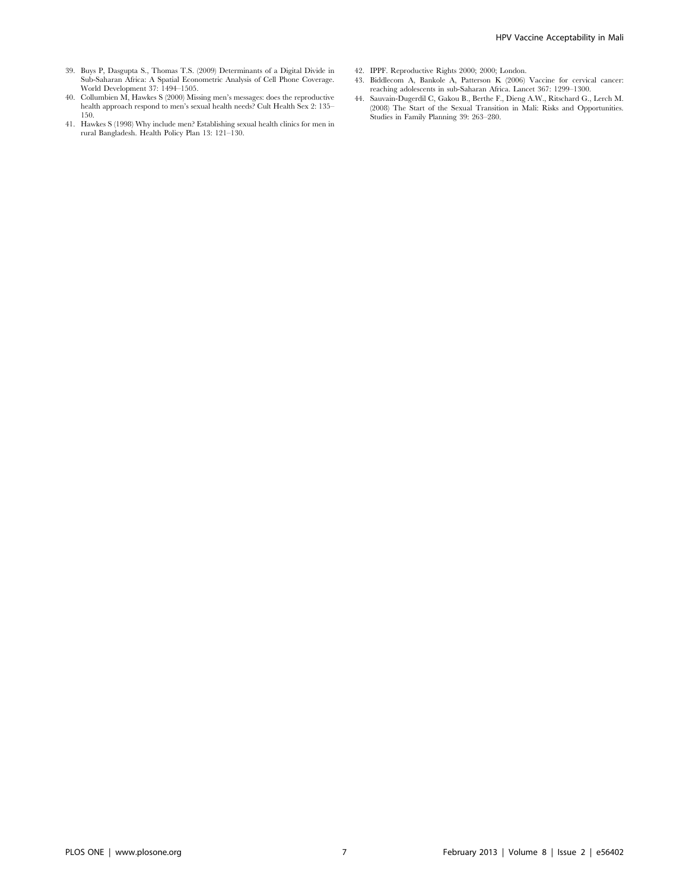39. Buys P, Dasgupta S., Thomas T.S. (2009) Determinants of a Digital Divide in Sub-Saharan Africa: A Spatial Econometric Analysis of Cell Phone Coverage. World Development 37: 1494–1505.
40. Collumbien M, Hawkes S (2000) Missing men's messages: does the reproductive health approach respond to men's sexual health needs? Cult Health Sex 2: 135–150.
41. Hawkes S (1998) Why include men? Establishing sexual health clinics for men in rural Bangladesh. Health Policy Plan 13: 121–130.
42. IPPF. Reproductive Rights 2000; 2000; London.
43. Biddlecom A, Bankole A, Patterson K (2006) Vaccine for cervical cancer: reaching adolescents in sub-Saharan Africa. Lancet 367: 1299–1300.
44. Sauvain-Dugerdil C, Gakou B., Berthe F., Dieng A.W., Ritschard G., Lerch M. (2008) The Start of the Sexual Transition in Mali: Risks and Opportunities. Studies in Family Planning 39: 263–280.